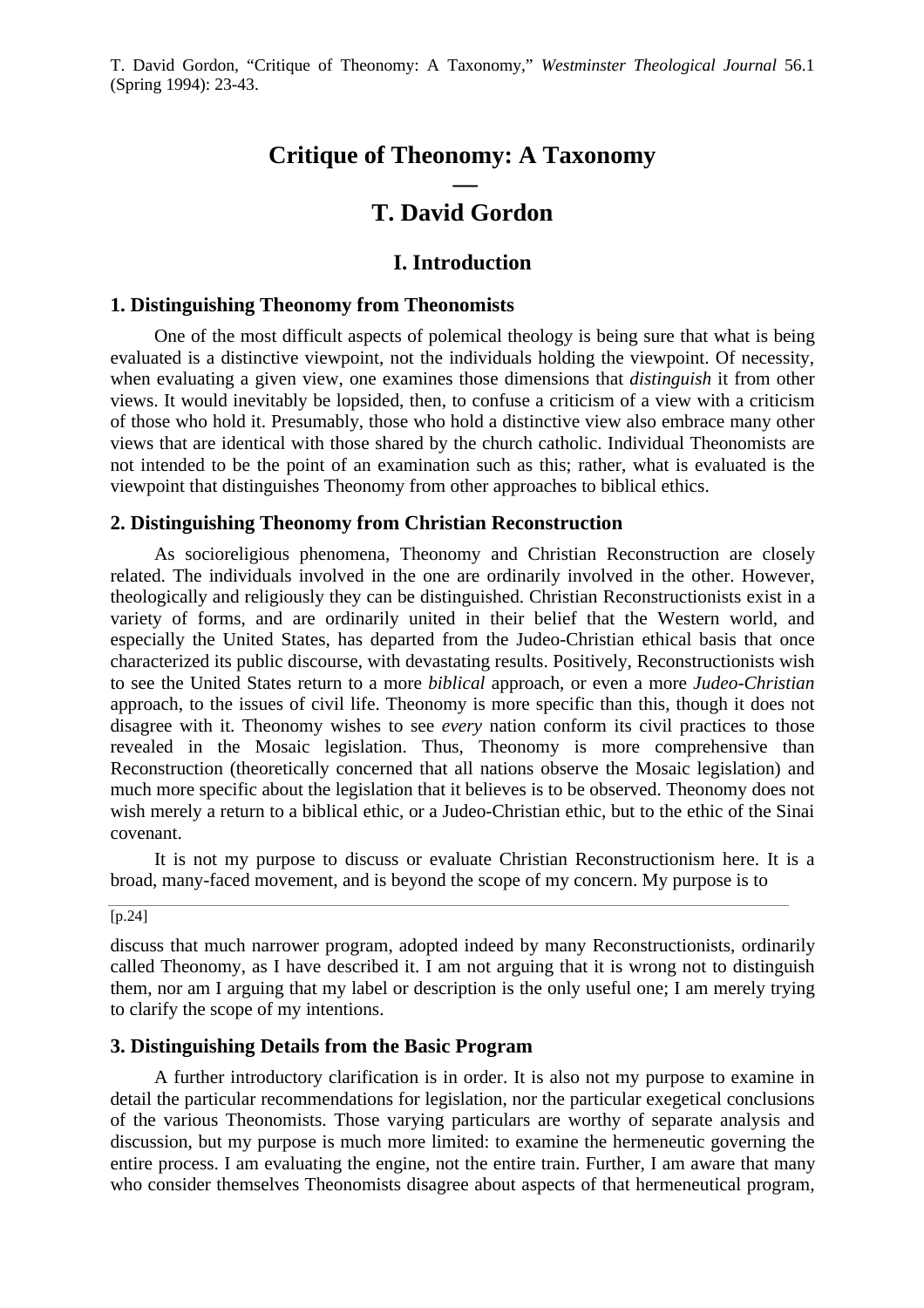T. David Gordon, "Critique of Theonomy: A Taxonomy," *Westminster Theological Journal* 56.1 (Spring 1994): 23-43.

# Critique of Theonomy: A Taxonomy

## —

## T. David Gordon

## I. Introduction

### 1. Distinguishing Theonomy from Theonomists

One of the most difficult aspects of polemical theology is being sure that what is being evaluated is a distinctive viewpoint, not the individuals holding the viewpoint. Of necessity, when evaluating a given view, one examines those dimensions that *distinguish* it from other views. It would inevitably be lopsided, then, to confuse a criticism of a view with a criticism of those who hold it. Presumably, those who hold a distinctive view also embrace many other views that are identical with those shared by the church catholic. Individual Theonomists are not intended to be the point of an examination such as this; rather, what is evaluated is the viewpoint that distinguishes Theonomy from other approaches to biblical ethics.

### 2. Distinguishing Theonomy from Christian Reconstruction

As socioreligious phenomena, Theonomy and Christian Reconstruction are closely related. The individuals involved in the one are ordinarily involved in the other. However, theologically and religiously they can be distinguished. Christian Reconstructionists exist in a variety of forms, and are ordinarily united in their belief that the Western world, and especially the United States, has departed from the Judeo-Christian ethical basis that once characterized its public discourse, with devastating results. Positively, Reconstructionists wish to see the United States return to a more *biblical* approach, or even a more *Judeo-Christian* approach, to the issues of civil life. Theonomy is more specific than this, though it does not disagree with it. Theonomy wishes to see *every* nation conform its civil practices to those revealed in the Mosaic legislation. Thus, Theonomy is more comprehensive than Reconstruction (theoretically concerned that all nations observe the Mosaic legislation) and much more specific about the legislation that it believes is to be observed. Theonomy does not wish merely a return to a biblical ethic, or a Judeo-Christian ethic, but to the ethic of the Sinai covenant.

It is not my purpose to discuss or evaluate Christian Reconstructionism here. It is a broad, many-faced movement, and is beyond the scope of my concern. My purpose is to

[p.24]

discuss that much narrower program, adopted indeed by many Reconstructionists, ordinarily called Theonomy, as I have described it. I am not arguing that it is wrong not to distinguish them, nor am I arguing that my label or description is the only useful one; I am merely trying to clarify the scope of my intentions.

### 3. Distinguishing Details from the Basic Program

A further introductory clarification is in order. It is also not my purpose to examine in detail the particular recommendations for legislation, nor the particular exegetical conclusions of the various Theonomists. Those varying particulars are worthy of separate analysis and discussion, but my purpose is much more limited: to examine the hermeneutic governing the entire process. I am evaluating the engine, not the entire train. Further, I am aware that many who consider themselves Theonomists disagree about aspects of that hermeneutical program,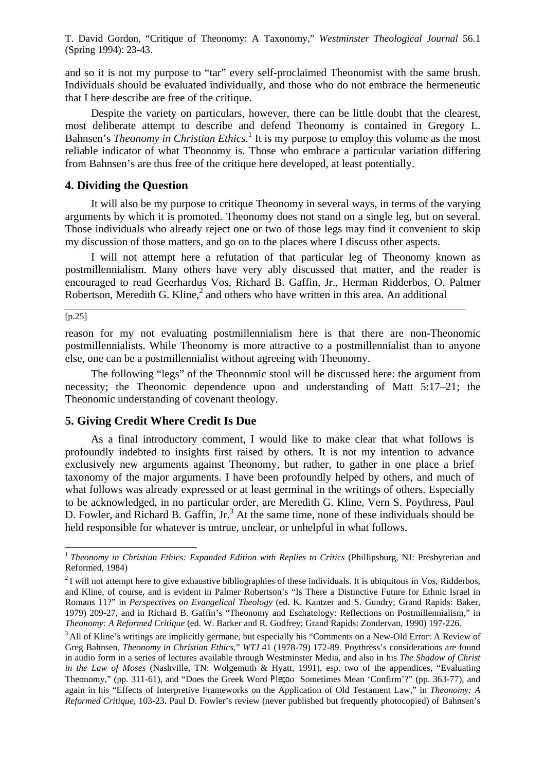and so it is not my purpose to "tar" every self-proclaimed Theonomist with the same brush. Individuals should be evaluated individually, and those who do not embrace the hermeneutic that I here describe are free of the critique.

Despite the variety on particulars, however, there can be little doubt that the clearest, most deliberate attempt to describe and defend Theonomy is contained in Gregory L. Bahnsen's *Theonomy in Christian Ethics*.[1] It is my purpose to employ this volume as the most reliable indicator of what Theonomy is. Those who embrace a particular variation differing from Bahnsen's are thus free of the critique here developed, at least potentially.

## 4. Dividing the Question

It will also be my purpose to critique Theonomy in several ways, in terms of the varying arguments by which it is promoted. Theonomy does not stand on a single leg, but on several. Those individuals who already reject one or two of those legs may find it convenient to skip my discussion of those matters, and go on to the places where I discuss other aspects.

I will not attempt here a refutation of that particular leg of Theonomy known as postmillennialism. Many others have very ably discussed that matter, and the reader is encouraged to read Geerhardus Vos, Richard B. Gaffin, Jr., Herman Ridderbos, O. Palmer Robertson, Meredith G. Kline,[2] and others who have written in this area. An additional

[p.25]

reason for my not evaluating postmillennialism here is that there are non-Theonomic postmillennialists. While Theonomy is more attractive to a postmillennialist than to anyone else, one can be a postmillennialist without agreeing with Theonomy.

The following "legs" of the Theonomic stool will be discussed here: the argument from necessity; the Theonomic dependence upon and understanding of Matt 5:17–21; the Theonomic understanding of covenant theology.

## 5. Giving Credit Where Credit Is Due

As a final introductory comment, I would like to make clear that what follows is profoundly indebted to insights first raised by others. It is not my intention to advance exclusively new arguments against Theonomy, but rather, to gather in one place a brief taxonomy of the major arguments. I have been profoundly helped by others, and much of what follows was already expressed or at least germinal in the writings of others. Especially to be acknowledged, in no particular order, are Meredith G. Kline, Vern S. Poythress, Paul D. Fowler, and Richard B. Gaffin, Jr.[3] At the same time, none of these individuals should be held responsible for whatever is untrue, unclear, or unhelpful in what follows.

---

[1] *Theonomy in Christian Ethics: Expanded Edition with Replies to Critics* (Phillipsburg, NJ: Presbyterian and Reformed, 1984)

[2] I will not attempt here to give exhaustive bibliographies of these individuals. It is ubiquitous in Vos, Ridderbos, and Kline, of course, and is evident in Palmer Robertson's "Is There a Distinctive Future for Ethnic Israel in Romans 11?" in *Perspectives on Evangelical Theology* (ed. K. Kantzer and S. Gundry; Grand Rapids: Baker, 1979) 209-27, and in Richard B. Gaffin's "Theonomy and Eschatology: Reflections on Postmillennialism," in *Theonomy: A Reformed Critique* (ed. W. Barker and R. Godfrey; Grand Rapids: Zondervan, 1990) 197-226.

[3] All of Kline's writings are implicitly germane, but especially his "Comments on a New-Old Error: A Review of Greg Bahnsen, *Theonomy in Christian Ethics*," *WTJ* 41 (1978-79) 172-89. Poythress's considerations are found in audio form in a series of lectures available through Westminster Media, and also in his *The Shadow of Christ in the Law of Moses* (Nashville, TN: Wolgemuth & Hyatt, 1991), esp. two of the appendices, "Evaluating Theonomy," (pp. 311-61), and "Does the Greek Word *Pleroo* Sometimes Mean 'Confirm'?" (pp. 363-77), and again in his "Effects of Interpretive Frameworks on the Application of Old Testament Law," in *Theonomy: A Reformed Critique*, 103-23. Paul D. Fowler's review (never published but frequently photocopied) of Bahnsen's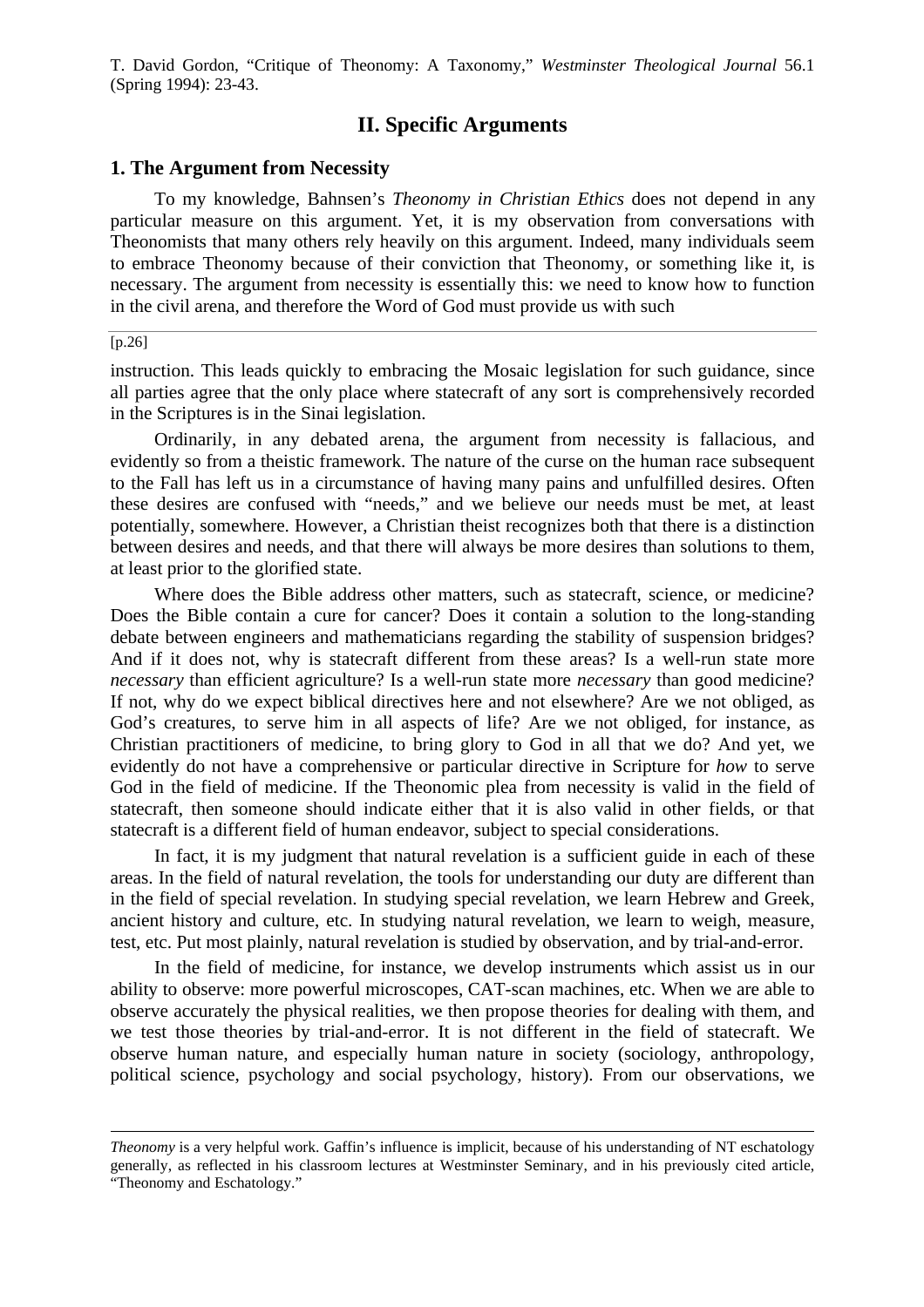## II. Specific Arguments

### 1. The Argument from Necessity

To my knowledge, Bahnsen's *Theonomy in Christian Ethics* does not depend in any particular measure on this argument. Yet, it is my observation from conversations with Theonomists that many others rely heavily on this argument. Indeed, many individuals seem to embrace Theonomy because of their conviction that Theonomy, or something like it, is necessary. The argument from necessity is essentially this: we need to know how to function in the civil arena, and therefore the Word of God must provide us with such

[p.26]

instruction. This leads quickly to embracing the Mosaic legislation for such guidance, since all parties agree that the only place where statecraft of any sort is comprehensively recorded in the Scriptures is in the Sinai legislation.

Ordinarily, in any debated arena, the argument from necessity is fallacious, and evidently so from a theistic framework. The nature of the curse on the human race subsequent to the Fall has left us in a circumstance of having many pains and unfulfilled desires. Often these desires are confused with "needs," and we believe our needs must be met, at least potentially, somewhere. However, a Christian theist recognizes both that there is a distinction between desires and needs, and that there will always be more desires than solutions to them, at least prior to the glorified state.

Where does the Bible address other matters, such as statecraft, science, or medicine? Does the Bible contain a cure for cancer? Does it contain a solution to the long-standing debate between engineers and mathematicians regarding the stability of suspension bridges? And if it does not, why is statecraft different from these areas? Is a well-run state more *necessary* than efficient agriculture? Is a well-run state more *necessary* than good medicine? If not, why do we expect biblical directives here and not elsewhere? Are we not obliged, as God's creatures, to serve him in all aspects of life? Are we not obliged, for instance, as Christian practitioners of medicine, to bring glory to God in all that we do? And yet, we evidently do not have a comprehensive or particular directive in Scripture for *how* to serve God in the field of medicine. If the Theonomic plea from necessity is valid in the field of statecraft, then someone should indicate either that it is also valid in other fields, or that statecraft is a different field of human endeavor, subject to special considerations.

In fact, it is my judgment that natural revelation is a sufficient guide in each of these areas. In the field of natural revelation, the tools for understanding our duty are different than in the field of special revelation. In studying special revelation, we learn Hebrew and Greek, ancient history and culture, etc. In studying natural revelation, we learn to weigh, measure, test, etc. Put most plainly, natural revelation is studied by observation, and by trial-and-error.

In the field of medicine, for instance, we develop instruments which assist us in our ability to observe: more powerful microscopes, CAT-scan machines, etc. When we are able to observe accurately the physical realities, we then propose theories for dealing with them, and we test those theories by trial-and-error. It is not different in the field of statecraft. We observe human nature, and especially human nature in society (sociology, anthropology, political science, psychology and social psychology, history). From our observations, we

---

*Theonomy* is a very helpful work. Gaffin's influence is implicit, because of his understanding of NT eschatology generally, as reflected in his classroom lectures at Westminster Seminary, and in his previously cited article, "Theonomy and Eschatology."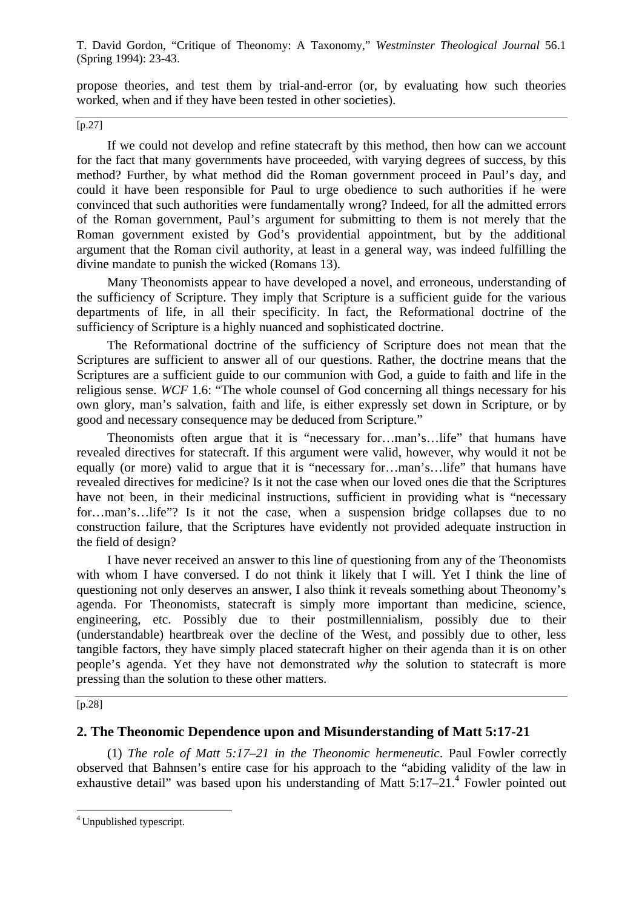propose theories, and test them by trial-and-error (or, by evaluating how such theories worked, when and if they have been tested in other societies).

[p.27]

If we could not develop and refine statecraft by this method, then how can we account for the fact that many governments have proceeded, with varying degrees of success, by this method? Further, by what method did the Roman government proceed in Paul's day, and could it have been responsible for Paul to urge obedience to such authorities if he were convinced that such authorities were fundamentally wrong? Indeed, for all the admitted errors of the Roman government, Paul's argument for submitting to them is not merely that the Roman government existed by God's providential appointment, but by the additional argument that the Roman civil authority, at least in a general way, was indeed fulfilling the divine mandate to punish the wicked (Romans 13).

Many Theonomists appear to have developed a novel, and erroneous, understanding of the sufficiency of Scripture. They imply that Scripture is a sufficient guide for the various departments of life, in all their specificity. In fact, the Reformational doctrine of the sufficiency of Scripture is a highly nuanced and sophisticated doctrine.

The Reformational doctrine of the sufficiency of Scripture does not mean that the Scriptures are sufficient to answer all of our questions. Rather, the doctrine means that the Scriptures are a sufficient guide to our communion with God, a guide to faith and life in the religious sense. *WCF* 1.6: "The whole counsel of God concerning all things necessary for his own glory, man's salvation, faith and life, is either expressly set down in Scripture, or by good and necessary consequence may be deduced from Scripture."

Theonomists often argue that it is "necessary for…man's…life" that humans have revealed directives for statecraft. If this argument were valid, however, why would it not be equally (or more) valid to argue that it is "necessary for…man's…life" that humans have revealed directives for medicine? Is it not the case when our loved ones die that the Scriptures have not been, in their medicinal instructions, sufficient in providing what is "necessary for…man's…life"? Is it not the case, when a suspension bridge collapses due to no construction failure, that the Scriptures have evidently not provided adequate instruction in the field of design?

I have never received an answer to this line of questioning from any of the Theonomists with whom I have conversed. I do not think it likely that I will. Yet I think the line of questioning not only deserves an answer, I also think it reveals something about Theonomy's agenda. For Theonomists, statecraft is simply more important than medicine, science, engineering, etc. Possibly due to their postmillennialism, possibly due to their (understandable) heartbreak over the decline of the West, and possibly due to other, less tangible factors, they have simply placed statecraft higher on their agenda than it is on other people's agenda. Yet they have not demonstrated *why* the solution to statecraft is more pressing than the solution to these other matters.

[p.28]

## 2. The Theonomic Dependence upon and Misunderstanding of Matt 5:17-21

(1) *The role of Matt 5:17–21 in the Theonomic hermeneutic*. Paul Fowler correctly observed that Bahnsen's entire case for his approach to the "abiding validity of the law in exhaustive detail" was based upon his understanding of Matt 5:17–21.[4] Fowler pointed out

[4] Unpublished typescript.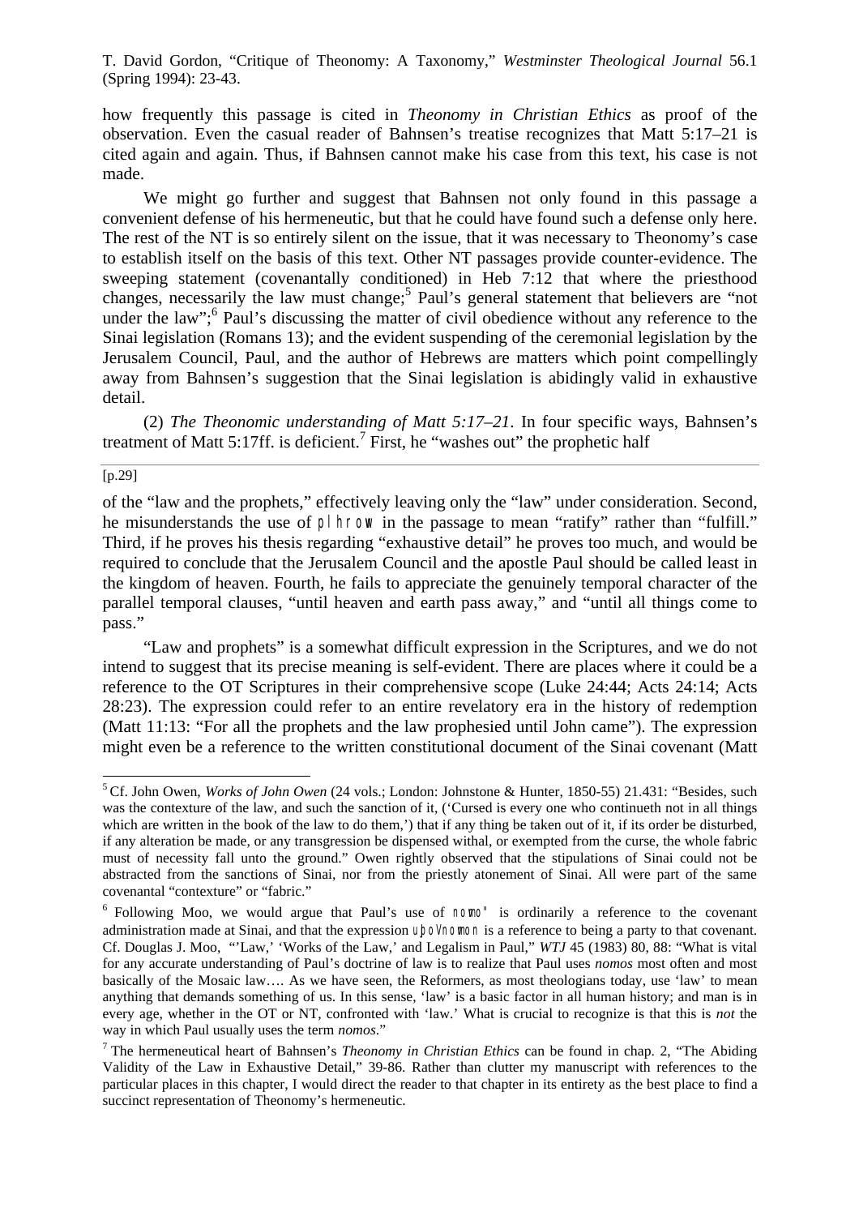how frequently this passage is cited in *Theonomy in Christian Ethics* as proof of the observation. Even the casual reader of Bahnsen's treatise recognizes that Matt 5:17–21 is cited again and again. Thus, if Bahnsen cannot make his case from this text, his case is not made.

We might go further and suggest that Bahnsen not only found in this passage a convenient defense of his hermeneutic, but that he could have found such a defense only here. The rest of the NT is so entirely silent on the issue, that it was necessary to Theonomy's case to establish itself on the basis of this text. Other NT passages provide counter-evidence. The sweeping statement (covenantally conditioned) in Heb 7:12 that where the priesthood changes, necessarily the law must change;[5] Paul's general statement that believers are "not under the law";[6] Paul's discussing the matter of civil obedience without any reference to the Sinai legislation (Romans 13); and the evident suspending of the ceremonial legislation by the Jerusalem Council, Paul, and the author of Hebrews are matters which point compellingly away from Bahnsen's suggestion that the Sinai legislation is abidingly valid in exhaustive detail.

(2) *The Theonomic understanding of Matt 5:17–21*. In four specific ways, Bahnsen's treatment of Matt 5:17ff. is deficient.[7] First, he "washes out" the prophetic half

[p.29]

of the "law and the prophets," effectively leaving only the "law" under consideration. Second, he misunderstands the use of plhrow in the passage to mean "ratify" rather than "fulfill." Third, if he proves his thesis regarding "exhaustive detail" he proves too much, and would be required to conclude that the Jerusalem Council and the apostle Paul should be called least in the kingdom of heaven. Fourth, he fails to appreciate the genuinely temporal character of the parallel temporal clauses, "until heaven and earth pass away," and "until all things come to pass."

"Law and prophets" is a somewhat difficult expression in the Scriptures, and we do not intend to suggest that its precise meaning is self-evident. There are places where it could be a reference to the OT Scriptures in their comprehensive scope (Luke 24:44; Acts 24:14; Acts 28:23). The expression could refer to an entire revelatory era in the history of redemption (Matt 11:13: "For all the prophets and the law prophesied until John came"). The expression might even be a reference to the written constitutional document of the Sinai covenant (Matt

---

[5] Cf. John Owen, *Works of John Owen* (24 vols.; London: Johnstone & Hunter, 1850-55) 21.431: "Besides, such was the contexture of the law, and such the sanction of it, ('Cursed is every one who continueth not in all things which are written in the book of the law to do them,') that if any thing be taken out of it, if its order be disturbed, if any alteration be made, or any transgression be dispensed withal, or exempted from the curse, the whole fabric must of necessity fall unto the ground." Owen rightly observed that the stipulations of Sinai could not be abstracted from the sanctions of Sinai, nor from the priestly atonement of Sinai. All were part of the same covenantal "contexture" or "fabric."

[6] Following Moo, we would argue that Paul's use of nomo" is ordinarily a reference to the covenant administration made at Sinai, and that the expression uJpo; novmon is a reference to being a party to that covenant. Cf. Douglas J. Moo, "'Law,' 'Works of the Law,' and Legalism in Paul," *WTJ* 45 (1983) 80, 88: "What is vital for any accurate understanding of Paul's doctrine of law is to realize that Paul uses *nomos* most often and most basically of the Mosaic law.... As we have seen, the Reformers, as most theologians today, use 'law' to mean anything that demands something of us. In this sense, 'law' is a basic factor in all human history; and man is in every age, whether in the OT or NT, confronted with 'law.' What is crucial to recognize is that this is *not* the way in which Paul usually uses the term *nomos*."

[7] The hermeneutical heart of Bahnsen's *Theonomy in Christian Ethics* can be found in chap. 2, "The Abiding Validity of the Law in Exhaustive Detail," 39-86. Rather than clutter my manuscript with references to the particular places in this chapter, I would direct the reader to that chapter in its entirety as the best place to find a succinct representation of Theonomy's hermeneutic.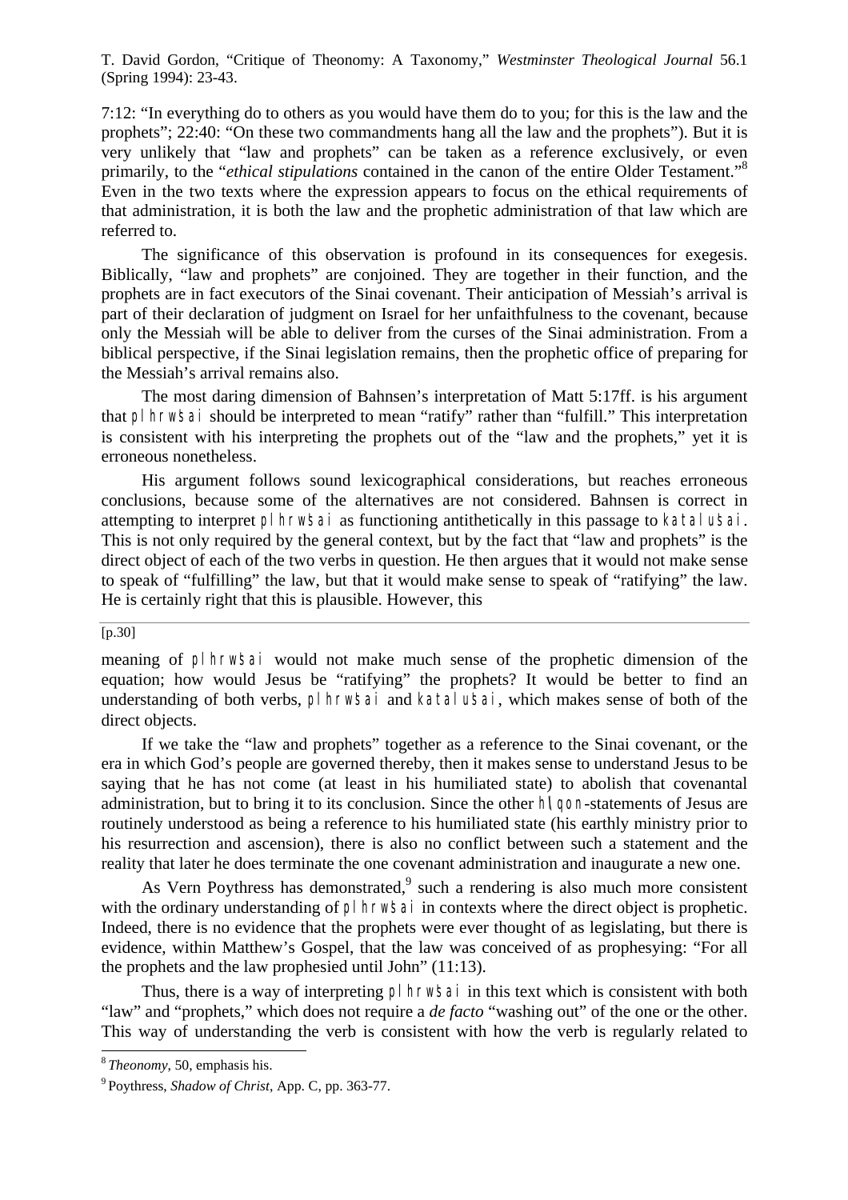7:12: "In everything do to others as you would have them do to you; for this is the law and the prophets"; 22:40: "On these two commandments hang all the law and the prophets"). But it is very unlikely that "law and prophets" can be taken as a reference exclusively, or even primarily, to the "*ethical stipulations* contained in the canon of the entire Older Testament."[8] Even in the two texts where the expression appears to focus on the ethical requirements of that administration, it is both the law and the prophetic administration of that law which are referred to.

The significance of this observation is profound in its consequences for exegesis. Biblically, "law and prophets" are conjoined. They are together in their function, and the prophets are in fact executors of the Sinai covenant. Their anticipation of Messiah's arrival is part of their declaration of judgment on Israel for her unfaithfulness to the covenant, because only the Messiah will be able to deliver from the curses of the Sinai administration. From a biblical perspective, if the Sinai legislation remains, then the prophetic office of preparing for the Messiah's arrival remains also.

The most daring dimension of Bahnsen's interpretation of Matt 5:17ff. is his argument that plhrwšai should be interpreted to mean "ratify" rather than "fulfill." This interpretation is consistent with his interpreting the prophets out of the "law and the prophets," yet it is erroneous nonetheless.

His argument follows sound lexicographical considerations, but reaches erroneous conclusions, because some of the alternatives are not considered. Bahnsen is correct in attempting to interpret plhrwšai as functioning antithetically in this passage to katalušai. This is not only required by the general context, but by the fact that "law and prophets" is the direct object of each of the two verbs in question. He then argues that it would not make sense to speak of "fulfilling" the law, but that it would make sense to speak of "ratifying" the law. He is certainly right that this is plausible. However, this

[p.30]

meaning of plhrwšai would not make much sense of the prophetic dimension of the equation; how would Jesus be "ratifying" the prophets? It would be better to find an understanding of both verbs, plhrwšai and katalušai, which makes sense of both of the direct objects.

If we take the "law and prophets" together as a reference to the Sinai covenant, or the era in which God's people are governed thereby, then it makes sense to understand Jesus to be saying that he has not come (at least in his humiliated state) to abolish that covenantal administration, but to bring it to its conclusion. Since the other h\qon-statements of Jesus are routinely understood as being a reference to his humiliated state (his earthly ministry prior to his resurrection and ascension), there is also no conflict between such a statement and the reality that later he does terminate the one covenant administration and inaugurate a new one.

As Vern Poythress has demonstrated,[9] such a rendering is also much more consistent with the ordinary understanding of plhrwšai in contexts where the direct object is prophetic. Indeed, there is no evidence that the prophets were ever thought of as legislating, but there is evidence, within Matthew's Gospel, that the law was conceived of as prophesying: "For all the prophets and the law prophesied until John" (11:13).

Thus, there is a way of interpreting plhrwšai in this text which is consistent with both "law" and "prophets," which does not require a *de facto* "washing out" of the one or the other. This way of understanding the verb is consistent with how the verb is regularly related to

---

[8] *Theonomy*, 50, emphasis his.

[9] Poythress, *Shadow of Christ*, App. C, pp. 363-77.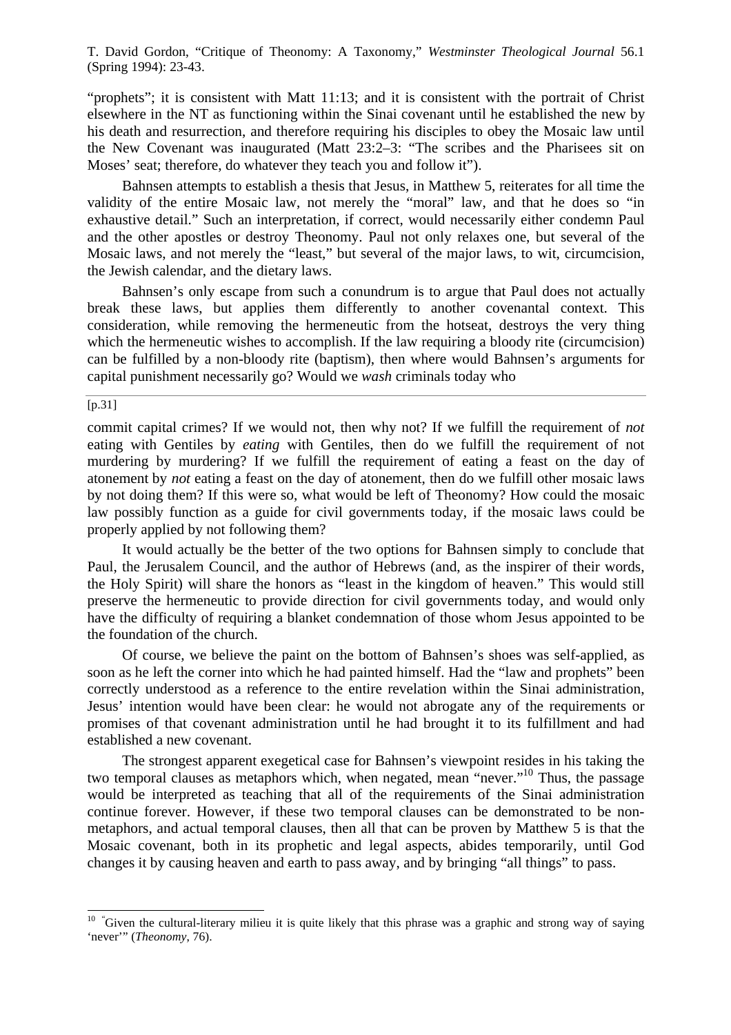"prophets"; it is consistent with Matt 11:13; and it is consistent with the portrait of Christ elsewhere in the NT as functioning within the Sinai covenant until he established the new by his death and resurrection, and therefore requiring his disciples to obey the Mosaic law until the New Covenant was inaugurated (Matt 23:2–3: "The scribes and the Pharisees sit on Moses' seat; therefore, do whatever they teach you and follow it").

Bahnsen attempts to establish a thesis that Jesus, in Matthew 5, reiterates for all time the validity of the entire Mosaic law, not merely the "moral" law, and that he does so "in exhaustive detail." Such an interpretation, if correct, would necessarily either condemn Paul and the other apostles or destroy Theonomy. Paul not only relaxes one, but several of the Mosaic laws, and not merely the "least," but several of the major laws, to wit, circumcision, the Jewish calendar, and the dietary laws.

Bahnsen's only escape from such a conundrum is to argue that Paul does not actually break these laws, but applies them differently to another covenantal context. This consideration, while removing the hermeneutic from the hotseat, destroys the very thing which the hermeneutic wishes to accomplish. If the law requiring a bloody rite (circumcision) can be fulfilled by a non-bloody rite (baptism), then where would Bahnsen's arguments for capital punishment necessarily go? Would we *wash* criminals today who

[p.31]

commit capital crimes? If we would not, then why not? If we fulfill the requirement of *not* eating with Gentiles by *eating* with Gentiles, then do we fulfill the requirement of not murdering by murdering? If we fulfill the requirement of eating a feast on the day of atonement by *not* eating a feast on the day of atonement, then do we fulfill other mosaic laws by not doing them? If this were so, what would be left of Theonomy? How could the mosaic law possibly function as a guide for civil governments today, if the mosaic laws could be properly applied by not following them?

It would actually be the better of the two options for Bahnsen simply to conclude that Paul, the Jerusalem Council, and the author of Hebrews (and, as the inspirer of their words, the Holy Spirit) will share the honors as "least in the kingdom of heaven." This would still preserve the hermeneutic to provide direction for civil governments today, and would only have the difficulty of requiring a blanket condemnation of those whom Jesus appointed to be the foundation of the church.

Of course, we believe the paint on the bottom of Bahnsen's shoes was self-applied, as soon as he left the corner into which he had painted himself. Had the "law and prophets" been correctly understood as a reference to the entire revelation within the Sinai administration, Jesus' intention would have been clear: he would not abrogate any of the requirements or promises of that covenant administration until he had brought it to its fulfillment and had established a new covenant.

The strongest apparent exegetical case for Bahnsen's viewpoint resides in his taking the two temporal clauses as metaphors which, when negated, mean "never."[10] Thus, the passage would be interpreted as teaching that all of the requirements of the Sinai administration continue forever. However, if these two temporal clauses can be demonstrated to be non-metaphors, and actual temporal clauses, then all that can be proven by Matthew 5 is that the Mosaic covenant, both in its prophetic and legal aspects, abides temporarily, until God changes it by causing heaven and earth to pass away, and by bringing "all things" to pass.

---

[10] "Given the cultural-literary milieu it is quite likely that this phrase was a graphic and strong way of saying 'never'" (*Theonomy*, 76).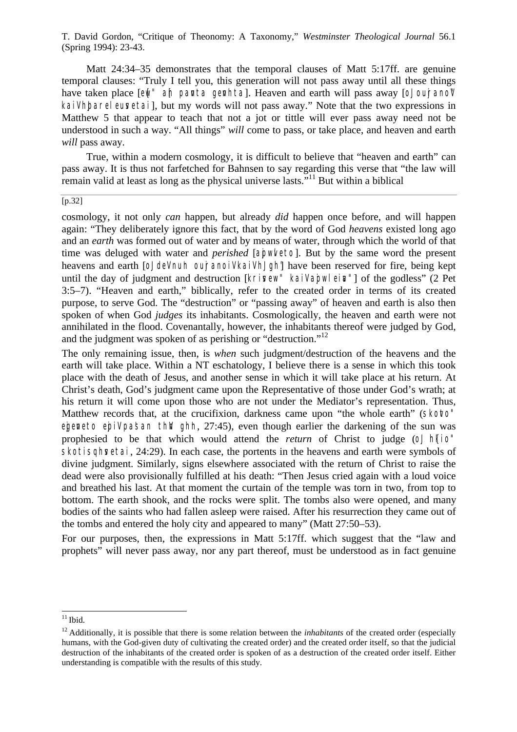Matt 24:34–35 demonstrates that the temporal clauses of Matt 5:17ff. are genuine temporal clauses: "Truly I tell you, this generation will not pass away until all these things have taken place [e{w" a]n pavnta gevnhtai]. Heaven and earth will pass away [oJ oujranoV kaiVhJ pareleuvsetai], but my words will not pass away." Note that the two expressions in Matthew 5 that appear to teach that not a jot or tittle will ever pass away need not be understood in such a way. "All things" *will* come to pass, or take place, and heaven and earth *will* pass away.

True, within a modern cosmology, it is difficult to believe that "heaven and earth" can pass away. It is thus not farfetched for Bahnsen to say regarding this verse that "the law will remain valid at least as long as the physical universe lasts."[11] But within a biblical

[p.32]

cosmology, it not only *can* happen, but already *did* happen once before, and will happen again: "They deliberately ignore this fact, that by the word of God *heavens* existed long ago and an *earth* was formed out of water and by means of water, through which the world of that time was deluged with water and *perished* [ajpwvleto]. But by the same word the present heavens and earth [oJ deV nu'n oujranoiV kaiV hJ gh'] have been reserved for fire, being kept until the day of judgment and destruction [krivsew" kaiV ajpwleiva"] of the godless" (2 Pet 3:5–7). "Heaven and earth," biblically, refer to the created order in terms of its created purpose, to serve God. The "destruction" or "passing away" of heaven and earth is also then spoken of when God *judges* its inhabitants. Cosmologically, the heaven and earth were not annihilated in the flood. Covenantally, however, the inhabitants thereof were judged by God, and the judgment was spoken of as perishing or "destruction."[12]

The only remaining issue, then, is *when* such judgment/destruction of the heavens and the earth will take place. Within a NT eschatology, I believe there is a sense in which this took place with the death of Jesus, and another sense in which it will take place at his return. At Christ's death, God's judgment came upon the Representative of those under God's wrath; at his return it will come upon those who are not under the Mediator's representation. Thus, Matthew records that, at the crucifixion, darkness came upon "the whole earth" (skovto" ejgevneto ejpiV pa'san thVn gh'n, 27:45), even though earlier the darkening of the sun was prophesied to be that which would attend the *return* of Christ to judge (oJ h{lio" skotisqhvsetai, 24:29). In each case, the portents in the heavens and earth were symbols of divine judgment. Similarly, signs elsewhere associated with the return of Christ to raise the dead were also provisionally fulfilled at his death: "Then Jesus cried again with a loud voice and breathed his last. At that moment the curtain of the temple was torn in two, from top to bottom. The earth shook, and the rocks were split. The tombs also were opened, and many bodies of the saints who had fallen asleep were raised. After his resurrection they came out of the tombs and entered the holy city and appeared to many" (Matt 27:50–53).

For our purposes, then, the expressions in Matt 5:17ff. which suggest that the "law and prophets" will never pass away, nor any part thereof, must be understood as in fact genuine

---

[11] Ibid.

[12] Additionally, it is possible that there is some relation between the *inhabitants* of the created order (especially humans, with the God-given duty of cultivating the created order) and the created order itself, so that the judicial destruction of the inhabitants of the created order is spoken of as a destruction of the created order itself. Either understanding is compatible with the results of this study.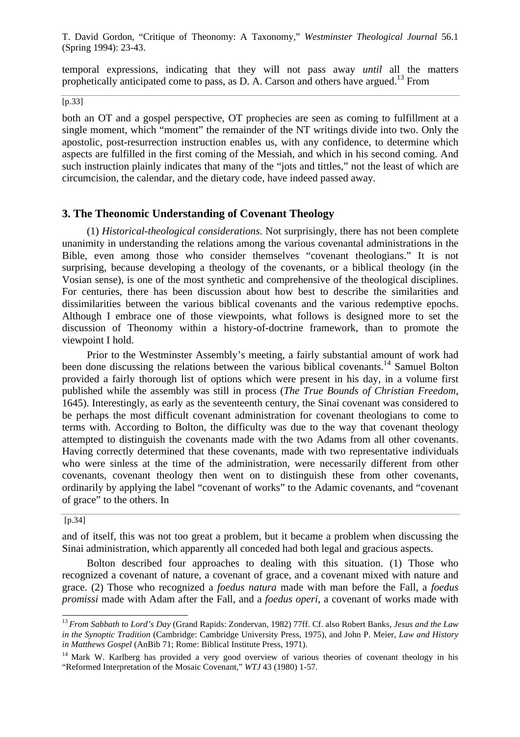temporal expressions, indicating that they will not pass away *until* all the matters prophetically anticipated come to pass, as D. A. Carson and others have argued.[13] From

[p.33]

both an OT and a gospel perspective, OT prophecies are seen as coming to fulfillment at a single moment, which "moment" the remainder of the NT writings divide into two. Only the apostolic, post-resurrection instruction enables us, with any confidence, to determine which aspects are fulfilled in the first coming of the Messiah, and which in his second coming. And such instruction plainly indicates that many of the "jots and tittles," not the least of which are circumcision, the calendar, and the dietary code, have indeed passed away.

## 3. The Theonomic Understanding of Covenant Theology

(1) *Historical-theological considerations.* Not surprisingly, there has not been complete unanimity in understanding the relations among the various covenantal administrations in the Bible, even among those who consider themselves "covenant theologians." It is not surprising, because developing a theology of the covenants, or a biblical theology (in the Vosian sense), is one of the most synthetic and comprehensive of the theological disciplines. For centuries, there has been discussion about how best to describe the similarities and dissimilarities between the various biblical covenants and the various redemptive epochs. Although I embrace one of those viewpoints, what follows is designed more to set the discussion of Theonomy within a history-of-doctrine framework, than to promote the viewpoint I hold.

Prior to the Westminster Assembly's meeting, a fairly substantial amount of work had been done discussing the relations between the various biblical covenants.[14] Samuel Bolton provided a fairly thorough list of options which were present in his day, in a volume first published while the assembly was still in process (*The True Bounds of Christian Freedom*, 1645). Interestingly, as early as the seventeenth century, the Sinai covenant was considered to be perhaps the most difficult covenant administration for covenant theologians to come to terms with. According to Bolton, the difficulty was due to the way that covenant theology attempted to distinguish the covenants made with the two Adams from all other covenants. Having correctly determined that these covenants, made with two representative individuals who were sinless at the time of the administration, were necessarily different from other covenants, covenant theology then went on to distinguish these from other covenants, ordinarily by applying the label "covenant of works" to the Adamic covenants, and "covenant of grace" to the others. In

[p.34]

and of itself, this was not too great a problem, but it became a problem when discussing the Sinai administration, which apparently all conceded had both legal and gracious aspects.

Bolton described four approaches to dealing with this situation. (1) Those who recognized a covenant of nature, a covenant of grace, and a covenant mixed with nature and grace. (2) Those who recognized a *foedus natura* made with man before the Fall, a *foedus promissi* made with Adam after the Fall, and a *foedus operi*, a covenant of works made with

---

[13] *From Sabbath to Lord's Day* (Grand Rapids: Zondervan, 1982) 77ff. Cf. also Robert Banks, *Jesus and the Law in the Synoptic Tradition* (Cambridge: Cambridge University Press, 1975), and John P. Meier, *Law and History in Matthews Gospel* (AnBib 71; Rome: Biblical Institute Press, 1971).

[14] Mark W. Karlberg has provided a very good overview of various theories of covenant theology in his "Reformed Interpretation of the Mosaic Covenant," *WTJ* 43 (1980) 1-57.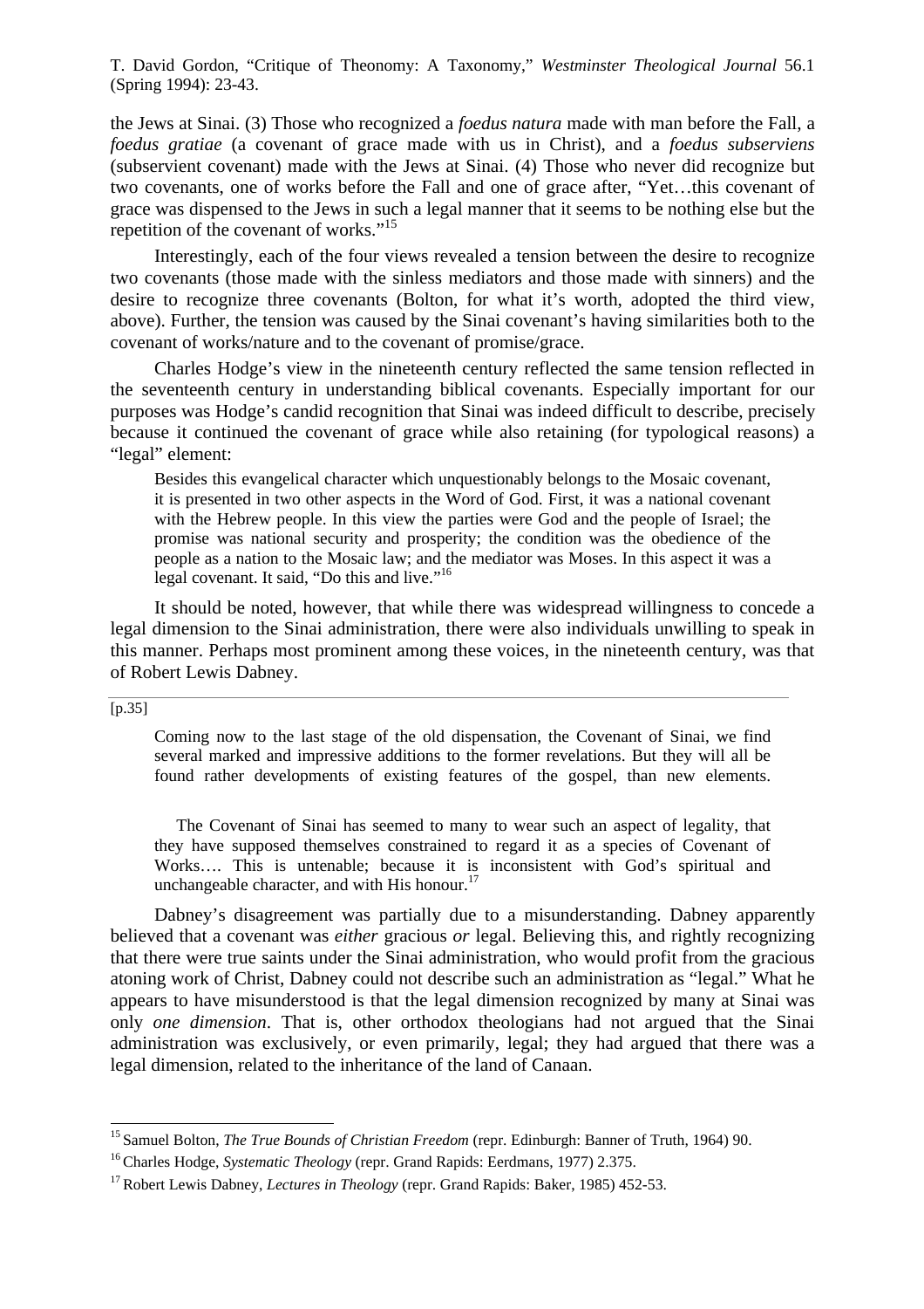the Jews at Sinai. (3) Those who recognized a *foedus natura* made with man before the Fall, a *foedus gratiae* (a covenant of grace made with us in Christ), and a *foedus subserviens* (subservient covenant) made with the Jews at Sinai. (4) Those who never did recognize but two covenants, one of works before the Fall and one of grace after, "Yet…this covenant of grace was dispensed to the Jews in such a legal manner that it seems to be nothing else but the repetition of the covenant of works."[15]

Interestingly, each of the four views revealed a tension between the desire to recognize two covenants (those made with the sinless mediators and those made with sinners) and the desire to recognize three covenants (Bolton, for what it's worth, adopted the third view, above). Further, the tension was caused by the Sinai covenant's having similarities both to the covenant of works/nature and to the covenant of promise/grace.

Charles Hodge's view in the nineteenth century reflected the same tension reflected in the seventeenth century in understanding biblical covenants. Especially important for our purposes was Hodge's candid recognition that Sinai was indeed difficult to describe, precisely because it continued the covenant of grace while also retaining (for typological reasons) a "legal" element:

> Besides this evangelical character which unquestionably belongs to the Mosaic covenant, it is presented in two other aspects in the Word of God. First, it was a national covenant with the Hebrew people. In this view the parties were God and the people of Israel; the promise was national security and prosperity; the condition was the obedience of the people as a nation to the Mosaic law; and the mediator was Moses. In this aspect it was a legal covenant. It said, "Do this and live."[16]

It should be noted, however, that while there was widespread willingness to concede a legal dimension to the Sinai administration, there were also individuals unwilling to speak in this manner. Perhaps most prominent among these voices, in the nineteenth century, was that of Robert Lewis Dabney.

[p.35]

> Coming now to the last stage of the old dispensation, the Covenant of Sinai, we find several marked and impressive additions to the former revelations. But they will all be found rather developments of existing features of the gospel, than new elements.
>
> The Covenant of Sinai has seemed to many to wear such an aspect of legality, that they have supposed themselves constrained to regard it as a species of Covenant of Works…. This is untenable; because it is inconsistent with God's spiritual and unchangeable character, and with His honour.[17]

Dabney's disagreement was partially due to a misunderstanding. Dabney apparently believed that a covenant was *either* gracious *or* legal. Believing this, and rightly recognizing that there were true saints under the Sinai administration, who would profit from the gracious atoning work of Christ, Dabney could not describe such an administration as "legal." What he appears to have misunderstood is that the legal dimension recognized by many at Sinai was only *one dimension*. That is, other orthodox theologians had not argued that the Sinai administration was exclusively, or even primarily, legal; they had argued that there was a legal dimension, related to the inheritance of the land of Canaan.

---

[15] Samuel Bolton, *The True Bounds of Christian Freedom* (repr. Edinburgh: Banner of Truth, 1964) 90.

[16] Charles Hodge, *Systematic Theology* (repr. Grand Rapids: Eerdmans, 1977) 2.375.

[17] Robert Lewis Dabney, *Lectures in Theology* (repr. Grand Rapids: Baker, 1985) 452-53.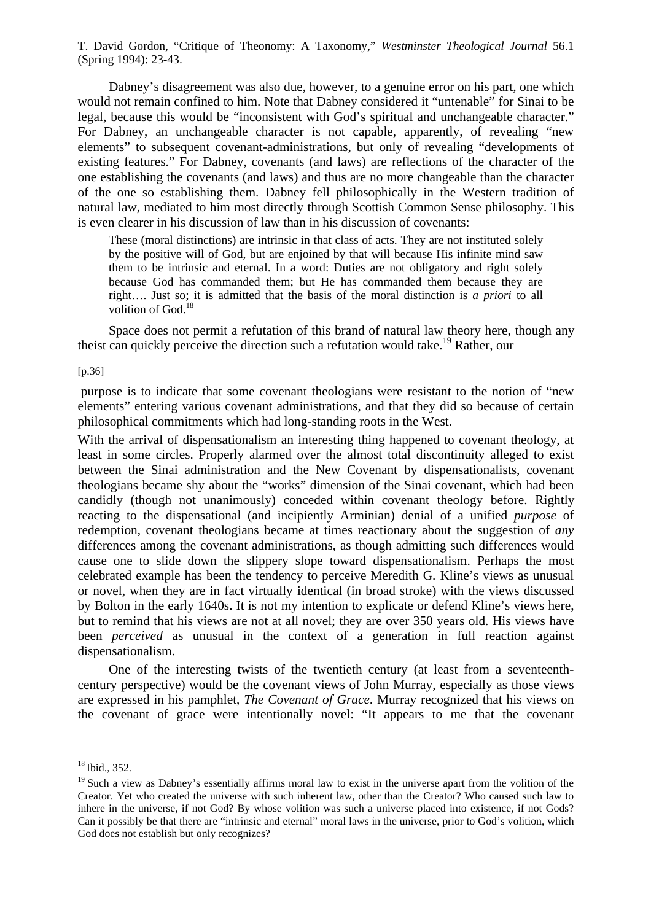Dabney's disagreement was also due, however, to a genuine error on his part, one which would not remain confined to him. Note that Dabney considered it "untenable" for Sinai to be legal, because this would be "inconsistent with God's spiritual and unchangeable character." For Dabney, an unchangeable character is not capable, apparently, of revealing "new elements" to subsequent covenant-administrations, but only of revealing "developments of existing features." For Dabney, covenants (and laws) are reflections of the character of the one establishing the covenants (and laws) and thus are no more changeable than the character of the one so establishing them. Dabney fell philosophically in the Western tradition of natural law, mediated to him most directly through Scottish Common Sense philosophy. This is even clearer in his discussion of law than in his discussion of covenants:

> These (moral distinctions) are intrinsic in that class of acts. They are not instituted solely by the positive will of God, but are enjoined by that will because His infinite mind saw them to be intrinsic and eternal. In a word: Duties are not obligatory and right solely because God has commanded them; but He has commanded them because they are right…. Just so; it is admitted that the basis of the moral distinction is *a priori* to all volition of God.[18]

Space does not permit a refutation of this brand of natural law theory here, though any theist can quickly perceive the direction such a refutation would take.[19] Rather, our

[p.36]

purpose is to indicate that some covenant theologians were resistant to the notion of "new elements" entering various covenant administrations, and that they did so because of certain philosophical commitments which had long-standing roots in the West.

With the arrival of dispensationalism an interesting thing happened to covenant theology, at least in some circles. Properly alarmed over the almost total discontinuity alleged to exist between the Sinai administration and the New Covenant by dispensationalists, covenant theologians became shy about the "works" dimension of the Sinai covenant, which had been candidly (though not unanimously) conceded within covenant theology before. Rightly reacting to the dispensational (and incipiently Arminian) denial of a unified *purpose* of redemption, covenant theologians became at times reactionary about the suggestion of *any* differences among the covenant administrations, as though admitting such differences would cause one to slide down the slippery slope toward dispensationalism. Perhaps the most celebrated example has been the tendency to perceive Meredith G. Kline's views as unusual or novel, when they are in fact virtually identical (in broad stroke) with the views discussed by Bolton in the early 1640s. It is not my intention to explicate or defend Kline's views here, but to remind that his views are not at all novel; they are over 350 years old. His views have been *perceived* as unusual in the context of a generation in full reaction against dispensationalism.

One of the interesting twists of the twentieth century (at least from a seventeenth-century perspective) would be the covenant views of John Murray, especially as those views are expressed in his pamphlet, *The Covenant of Grace*. Murray recognized that his views on the covenant of grace were intentionally novel: "It appears to me that the covenant

---

[18] Ibid., 352.

[19] Such a view as Dabney's essentially affirms moral law to exist in the universe apart from the volition of the Creator. Yet who created the universe with such inherent law, other than the Creator? Who caused such law to inhere in the universe, if not God? By whose volition was such a universe placed into existence, if not Gods? Can it possibly be that there are "intrinsic and eternal" moral laws in the universe, prior to God's volition, which God does not establish but only recognizes?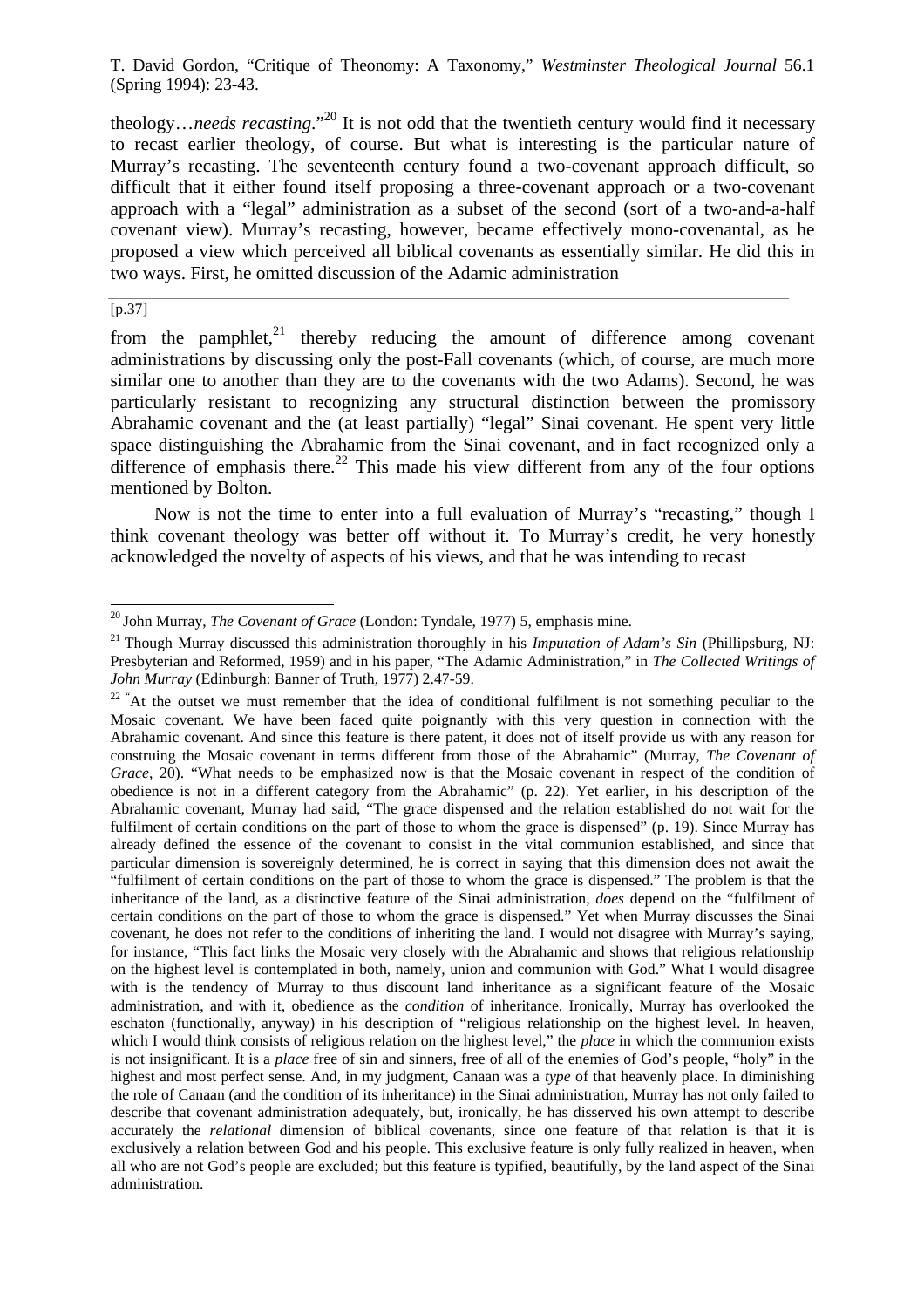theology…*needs recasting*."[20] It is not odd that the twentieth century would find it necessary to recast earlier theology, of course. But what is interesting is the particular nature of Murray's recasting. The seventeenth century found a two-covenant approach difficult, so difficult that it either found itself proposing a three-covenant approach or a two-covenant approach with a "legal" administration as a subset of the second (sort of a two-and-a-half covenant view). Murray's recasting, however, became effectively mono-covenantal, as he proposed a view which perceived all biblical covenants as essentially similar. He did this in two ways. First, he omitted discussion of the Adamic administration

[p.37]

from the pamphlet,[21] thereby reducing the amount of difference among covenant administrations by discussing only the post-Fall covenants (which, of course, are much more similar one to another than they are to the covenants with the two Adams). Second, he was particularly resistant to recognizing any structural distinction between the promissory Abrahamic covenant and the (at least partially) "legal" Sinai covenant. He spent very little space distinguishing the Abrahamic from the Sinai covenant, and in fact recognized only a difference of emphasis there.[22] This made his view different from any of the four options mentioned by Bolton.

Now is not the time to enter into a full evaluation of Murray's "recasting," though I think covenant theology was better off without it. To Murray's credit, he very honestly acknowledged the novelty of aspects of his views, and that he was intending to recast

---

[20] John Murray, *The Covenant of Grace* (London: Tyndale, 1977) 5, emphasis mine.

[21] Though Murray discussed this administration thoroughly in his *Imputation of Adam's Sin* (Phillipsburg, NJ: Presbyterian and Reformed, 1959) and in his paper, "The Adamic Administration," in *The Collected Writings of John Murray* (Edinburgh: Banner of Truth, 1977) 2.47-59.

[22] "At the outset we must remember that the idea of conditional fulfilment is not something peculiar to the Mosaic covenant. We have been faced quite poignantly with this very question in connection with the Abrahamic covenant. And since this feature is there patent, it does not of itself provide us with any reason for construing the Mosaic covenant in terms different from those of the Abrahamic" (Murray, *The Covenant of Grace*, 20). "What needs to be emphasized now is that the Mosaic covenant in respect of the condition of obedience is not in a different category from the Abrahamic" (p. 22). Yet earlier, in his description of the Abrahamic covenant, Murray had said, "The grace dispensed and the relation established do not wait for the fulfilment of certain conditions on the part of those to whom the grace is dispensed" (p. 19). Since Murray has already defined the essence of the covenant to consist in the vital communion established, and since that particular dimension is sovereignly determined, he is correct in saying that this dimension does not await the "fulfilment of certain conditions on the part of those to whom the grace is dispensed." The problem is that the inheritance of the land, as a distinctive feature of the Sinai administration, *does* depend on the "fulfilment of certain conditions on the part of those to whom the grace is dispensed." Yet when Murray discusses the Sinai covenant, he does not refer to the conditions of inheriting the land. I would not disagree with Murray's saying, for instance, "This fact links the Mosaic very closely with the Abrahamic and shows that religious relationship on the highest level is contemplated in both, namely, union and communion with God." What I would disagree with is the tendency of Murray to thus discount land inheritance as a significant feature of the Mosaic administration, and with it, obedience as the *condition* of inheritance. Ironically, Murray has overlooked the eschaton (functionally, anyway) in his description of "religious relationship on the highest level. In heaven, which I would think consists of religious relation on the highest level," the *place* in which the communion exists is not insignificant. It is a *place* free of sin and sinners, free of all of the enemies of God's people, "holy" in the highest and most perfect sense. And, in my judgment, Canaan was a *type* of that heavenly place. In diminishing the role of Canaan (and the condition of its inheritance) in the Sinai administration, Murray has not only failed to describe that covenant administration adequately, but, ironically, he has disserved his own attempt to describe accurately the *relational* dimension of biblical covenants, since one feature of that relation is that it is exclusively a relation between God and his people. This exclusive feature is only fully realized in heaven, when all who are not God's people are excluded; but this feature is typified, beautifully, by the land aspect of the Sinai administration.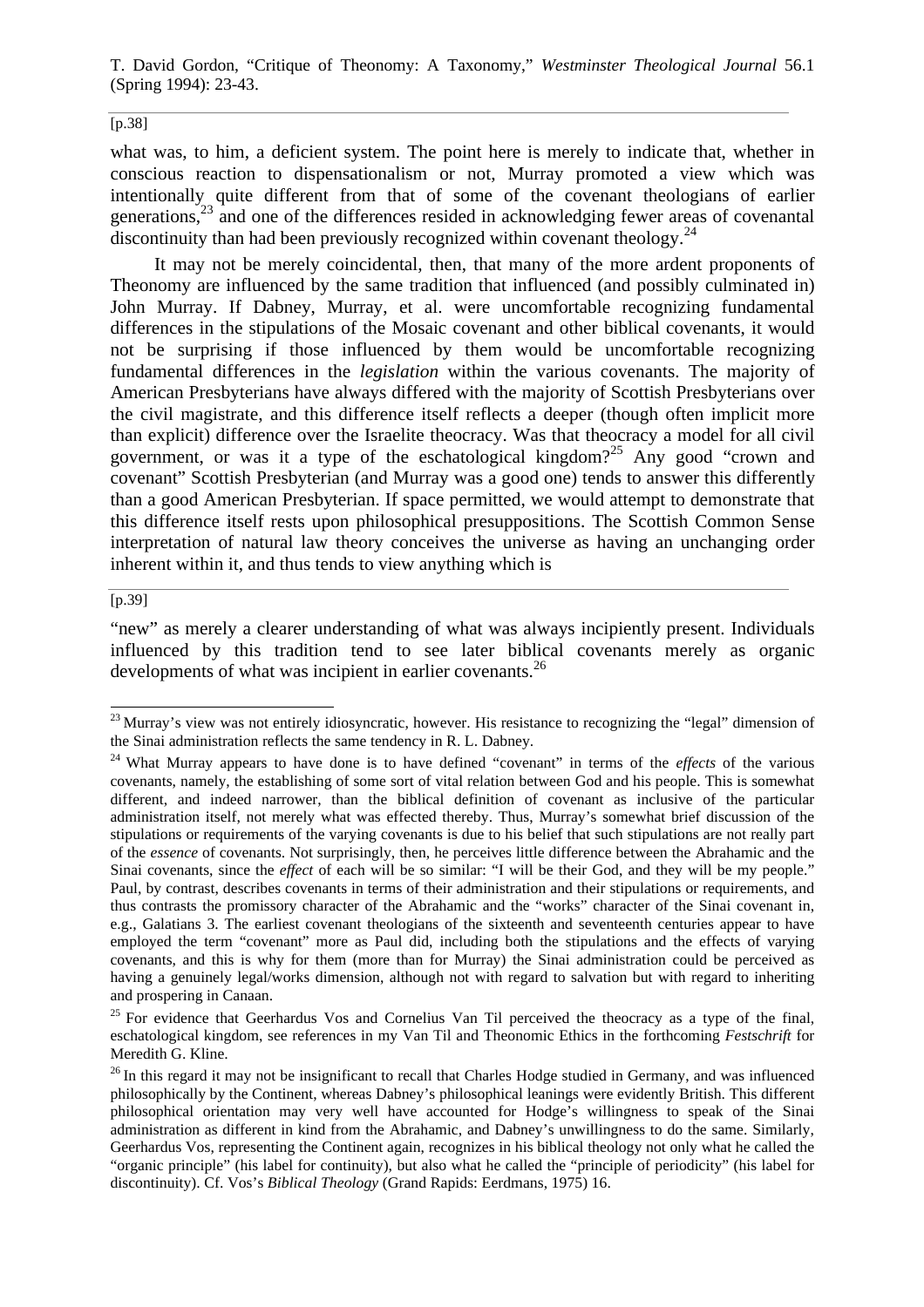what was, to him, a deficient system. The point here is merely to indicate that, whether in conscious reaction to dispensationalism or not, Murray promoted a view which was intentionally quite different from that of some of the covenant theologians of earlier generations,[23] and one of the differences resided in acknowledging fewer areas of covenantal discontinuity than had been previously recognized within covenant theology.[24]

It may not be merely coincidental, then, that many of the more ardent proponents of Theonomy are influenced by the same tradition that influenced (and possibly culminated in) John Murray. If Dabney, Murray, et al. were uncomfortable recognizing fundamental differences in the stipulations of the Mosaic covenant and other biblical covenants, it would not be surprising if those influenced by them would be uncomfortable recognizing fundamental differences in the *legislation* within the various covenants. The majority of American Presbyterians have always differed with the majority of Scottish Presbyterians over the civil magistrate, and this difference itself reflects a deeper (though often implicit more than explicit) difference over the Israelite theocracy. Was that theocracy a model for all civil government, or was it a type of the eschatological kingdom?[25] Any good "crown and covenant" Scottish Presbyterian (and Murray was a good one) tends to answer this differently than a good American Presbyterian. If space permitted, we would attempt to demonstrate that this difference itself rests upon philosophical presuppositions. The Scottish Common Sense interpretation of natural law theory conceives the universe as having an unchanging order inherent within it, and thus tends to view anything which is

[p.39]

"new" as merely a clearer understanding of what was always incipiently present. Individuals influenced by this tradition tend to see later biblical covenants merely as organic developments of what was incipient in earlier covenants.[26]

---

[23] Murray's view was not entirely idiosyncratic, however. His resistance to recognizing the "legal" dimension of the Sinai administration reflects the same tendency in R. L. Dabney.

[24] What Murray appears to have done is to have defined "covenant" in terms of the *effects* of the various covenants, namely, the establishing of some sort of vital relation between God and his people. This is somewhat different, and indeed narrower, than the biblical definition of covenant as inclusive of the particular administration itself, not merely what was effected thereby. Thus, Murray's somewhat brief discussion of the stipulations or requirements of the varying covenants is due to his belief that such stipulations are not really part of the *essence* of covenants. Not surprisingly, then, he perceives little difference between the Abrahamic and the Sinai covenants, since the *effect* of each will be so similar: "I will be their God, and they will be my people." Paul, by contrast, describes covenants in terms of their administration and their stipulations or requirements, and thus contrasts the promissory character of the Abrahamic and the "works" character of the Sinai covenant in, e.g., Galatians 3. The earliest covenant theologians of the sixteenth and seventeenth centuries appear to have employed the term "covenant" more as Paul did, including both the stipulations and the effects of varying covenants, and this is why for them (more than for Murray) the Sinai administration could be perceived as having a genuinely legal/works dimension, although not with regard to salvation but with regard to inheriting and prospering in Canaan.

[25] For evidence that Geerhardus Vos and Cornelius Van Til perceived the theocracy as a type of the final, eschatological kingdom, see references in my Van Til and Theonomic Ethics in the forthcoming *Festschrift* for Meredith G. Kline.

[26] In this regard it may not be insignificant to recall that Charles Hodge studied in Germany, and was influenced philosophically by the Continent, whereas Dabney's philosophical leanings were evidently British. This different philosophical orientation may very well have accounted for Hodge's willingness to speak of the Sinai administration as different in kind from the Abrahamic, and Dabney's unwillingness to do the same. Similarly, Geerhardus Vos, representing the Continent again, recognizes in his biblical theology not only what he called the "organic principle" (his label for continuity), but also what he called the "principle of periodicity" (his label for discontinuity). Cf. Vos's *Biblical Theology* (Grand Rapids: Eerdmans, 1975) 16.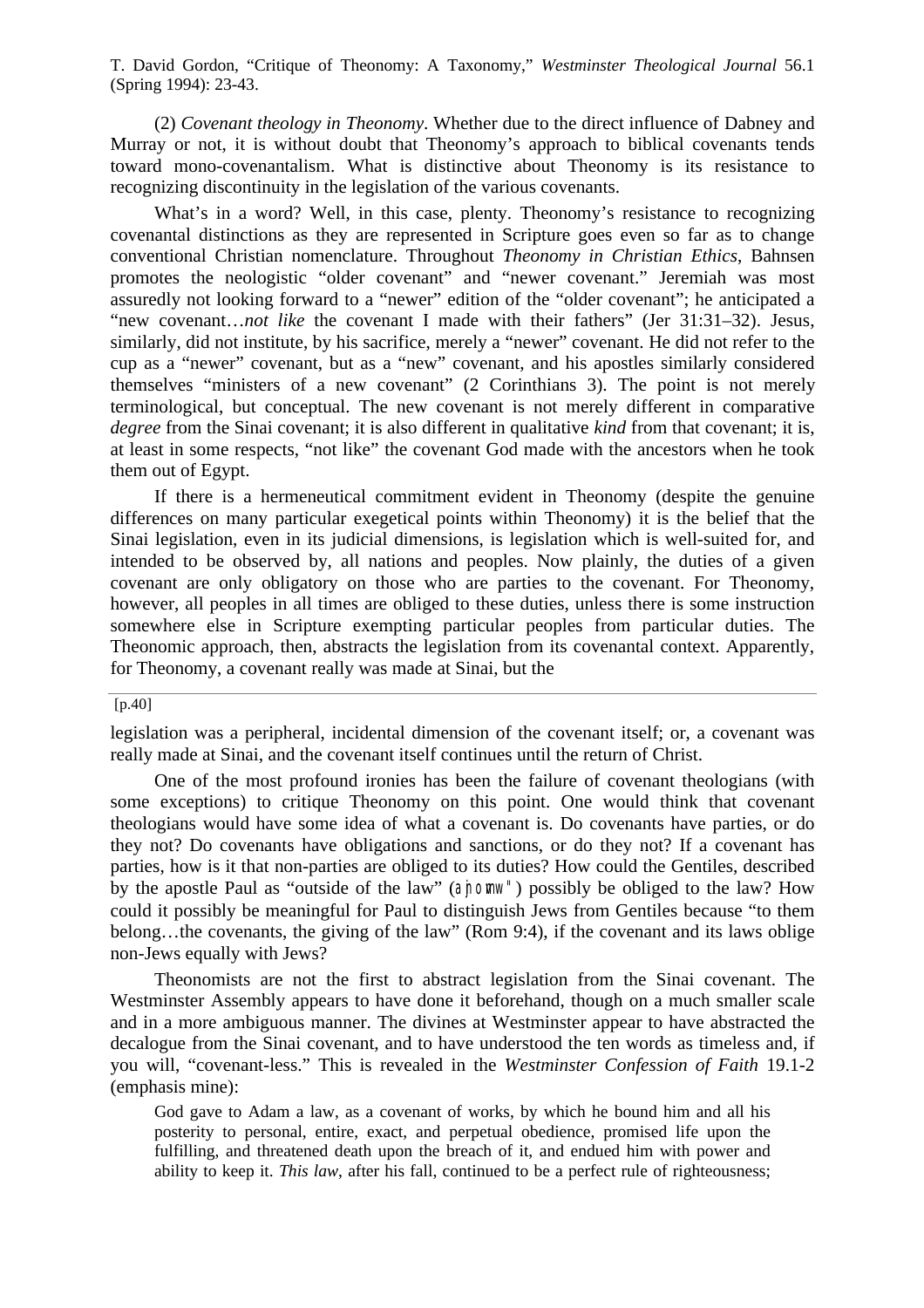(2) *Covenant theology in Theonomy*. Whether due to the direct influence of Dabney and Murray or not, it is without doubt that Theonomy's approach to biblical covenants tends toward mono-covenantalism. What is distinctive about Theonomy is its resistance to recognizing discontinuity in the legislation of the various covenants.

What's in a word? Well, in this case, plenty. Theonomy's resistance to recognizing covenantal distinctions as they are represented in Scripture goes even so far as to change conventional Christian nomenclature. Throughout *Theonomy in Christian Ethics*, Bahnsen promotes the neologistic "older covenant" and "newer covenant." Jeremiah was most assuredly not looking forward to a "newer" edition of the "older covenant"; he anticipated a "new covenant…*not like* the covenant I made with their fathers" (Jer 31:31–32). Jesus, similarly, did not institute, by his sacrifice, merely a "newer" covenant. He did not refer to the cup as a "newer" covenant, but as a "new" covenant, and his apostles similarly considered themselves "ministers of a new covenant" (2 Corinthians 3). The point is not merely terminological, but conceptual. The new covenant is not merely different in comparative *degree* from the Sinai covenant; it is also different in qualitative *kind* from that covenant; it is, at least in some respects, "not like" the covenant God made with the ancestors when he took them out of Egypt.

If there is a hermeneutical commitment evident in Theonomy (despite the genuine differences on many particular exegetical points within Theonomy) it is the belief that the Sinai legislation, even in its judicial dimensions, is legislation which is well-suited for, and intended to be observed by, all nations and peoples. Now plainly, the duties of a given covenant are only obligatory on those who are parties to the covenant. For Theonomy, however, all peoples in all times are obliged to these duties, unless there is some instruction somewhere else in Scripture exempting particular peoples from particular duties. The Theonomic approach, then, abstracts the legislation from its covenantal context. Apparently, for Theonomy, a covenant really was made at Sinai, but the

[p.40]

legislation was a peripheral, incidental dimension of the covenant itself; or, a covenant was really made at Sinai, and the covenant itself continues until the return of Christ.

One of the most profound ironies has been the failure of covenant theologians (with some exceptions) to critique Theonomy on this point. One would think that covenant theologians would have some idea of what a covenant is. Do covenants have parties, or do they not? Do covenants have obligations and sanctions, or do they not? If a covenant has parties, how is it that non-parties are obliged to its duties? How could the Gentiles, described by the apostle Paul as "outside of the law" (ἀνόμως) possibly be obliged to the law? How could it possibly be meaningful for Paul to distinguish Jews from Gentiles because "to them belong…the covenants, the giving of the law" (Rom 9:4), if the covenant and its laws oblige non-Jews equally with Jews?

Theonomists are not the first to abstract legislation from the Sinai covenant. The Westminster Assembly appears to have done it beforehand, though on a much smaller scale and in a more ambiguous manner. The divines at Westminster appear to have abstracted the decalogue from the Sinai covenant, and to have understood the ten words as timeless and, if you will, "covenant-less." This is revealed in the *Westminster Confession of Faith* 19.1-2 (emphasis mine):

> God gave to Adam a law, as a covenant of works, by which he bound him and all his posterity to personal, entire, exact, and perpetual obedience, promised life upon the fulfilling, and threatened death upon the breach of it, and endued him with power and ability to keep it. *This law*, after his fall, continued to be a perfect rule of righteousness;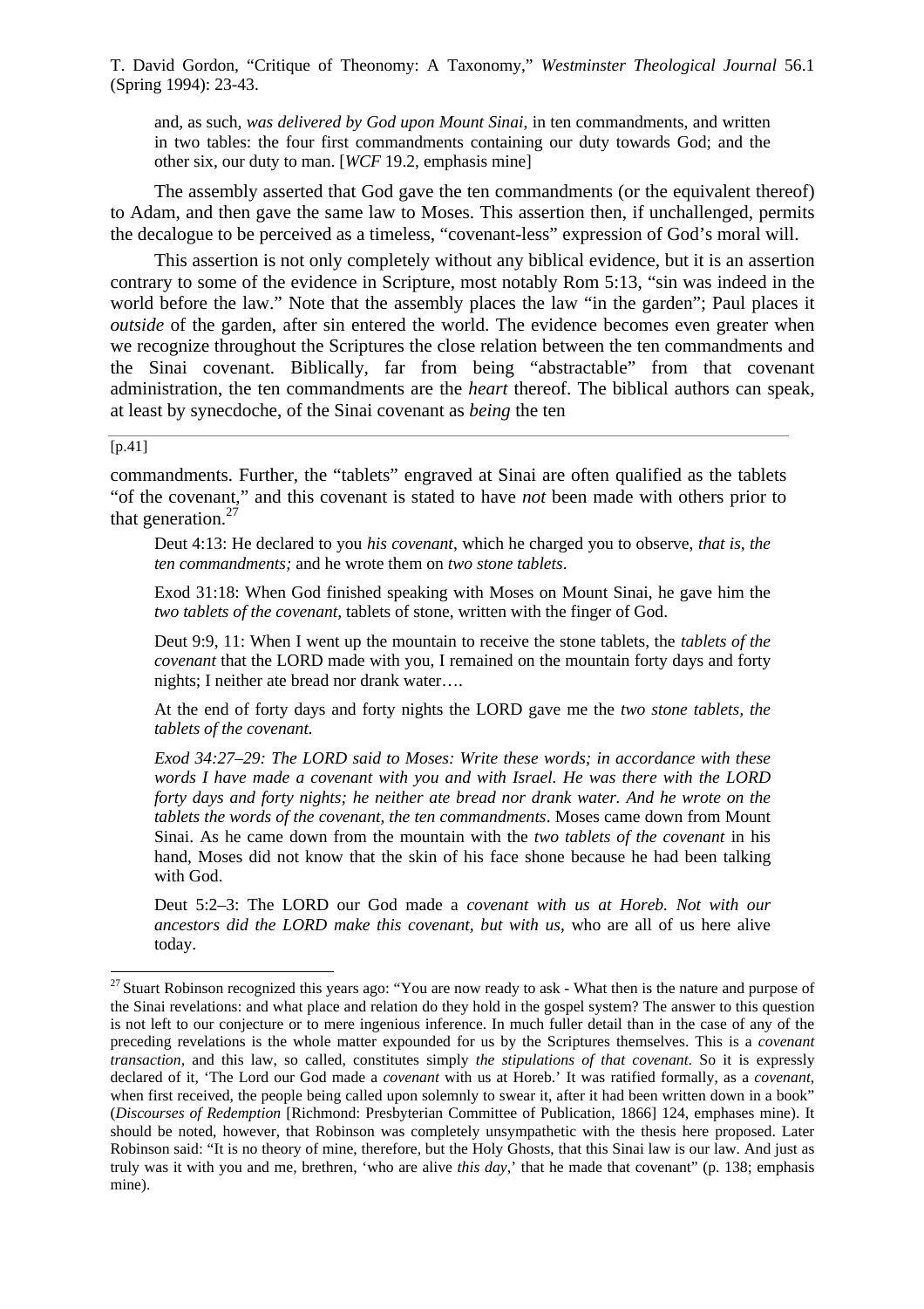> and, as such, *was delivered by God upon Mount Sinai*, in ten commandments, and written in two tables: the four first commandments containing our duty towards God; and the other six, our duty to man. [*WCF* 19.2, emphasis mine]

The assembly asserted that God gave the ten commandments (or the equivalent thereof) to Adam, and then gave the same law to Moses. This assertion then, if unchallenged, permits the decalogue to be perceived as a timeless, "covenant-less" expression of God's moral will.

This assertion is not only completely without any biblical evidence, but it is an assertion contrary to some of the evidence in Scripture, most notably Rom 5:13, "sin was indeed in the world before the law." Note that the assembly places the law "in the garden"; Paul places it *outside* of the garden, after sin entered the world. The evidence becomes even greater when we recognize throughout the Scriptures the close relation between the ten commandments and the Sinai covenant. Biblically, far from being "abstractable" from that covenant administration, the ten commandments are the *heart* thereof. The biblical authors can speak, at least by synecdoche, of the Sinai covenant as *being* the ten

[p.41]

commandments. Further, the "tablets" engraved at Sinai are often qualified as the tablets "of the covenant," and this covenant is stated to have *not* been made with others prior to that generation.[27]

> Deut 4:13: He declared to you *his covenant*, which he charged you to observe, *that is*, *the ten commandments;* and he wrote them on *two stone tablets*.
>
> Exod 31:18: When God finished speaking with Moses on Mount Sinai, he gave him the *two tablets of the covenant*, tablets of stone, written with the finger of God.
>
> Deut 9:9, 11: When I went up the mountain to receive the stone tablets, the *tablets of the covenant* that the LORD made with you, I remained on the mountain forty days and forty nights; I neither ate bread nor drank water….
>
> At the end of forty days and forty nights the LORD gave me the *two stone tablets, the tablets of the covenant.*
>
> *Exod 34:27–29: The LORD said to Moses: Write these words; in accordance with these words I have made a covenant with you and with Israel. He was there with the LORD forty days and forty nights; he neither ate bread nor drank water. And he wrote on the tablets the words of the covenant, the ten commandments*. Moses came down from Mount Sinai. As he came down from the mountain with the *two tablets of the covenant* in his hand, Moses did not know that the skin of his face shone because he had been talking with God.
>
> Deut 5:2–3: The LORD our God made a *covenant with us at Horeb. Not with our ancestors did the LORD make this covenant, but with us*, who are all of us here alive today.

---

[27] Stuart Robinson recognized this years ago: "You are now ready to ask - What then is the nature and purpose of the Sinai revelations: and what place and relation do they hold in the gospel system? The answer to this question is not left to our conjecture or to mere ingenious inference. In much fuller detail than in the case of any of the preceding revelations is the whole matter expounded for us by the Scriptures themselves. This is a *covenant transaction*, and this law, so called, constitutes simply *the stipulations of that covenant*. So it is expressly declared of it, 'The Lord our God made a *covenant* with us at Horeb.' It was ratified formally, as a *covenant*, when first received, the people being called upon solemnly to swear it, after it had been written down in a book" (*Discourses of Redemption* [Richmond: Presbyterian Committee of Publication, 1866] 124, emphases mine). It should be noted, however, that Robinson was completely unsympathetic with the thesis here proposed. Later Robinson said: "It is no theory of mine, therefore, but the Holy Ghosts, that this Sinai law is our law. And just as truly was it with you and me, brethren, 'who are alive *this day*,' that he made that covenant" (p. 138; emphasis mine).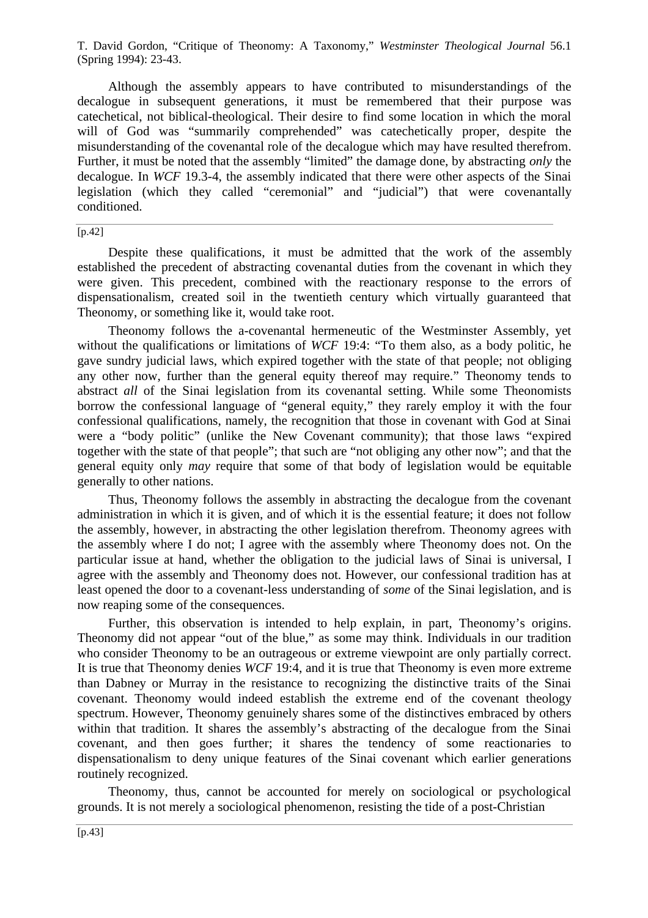Although the assembly appears to have contributed to misunderstandings of the decalogue in subsequent generations, it must be remembered that their purpose was catechetical, not biblical-theological. Their desire to find some location in which the moral will of God was "summarily comprehended" was catechetically proper, despite the misunderstanding of the covenantal role of the decalogue which may have resulted therefrom. Further, it must be noted that the assembly "limited" the damage done, by abstracting *only* the decalogue. In *WCF* 19.3-4, the assembly indicated that there were other aspects of the Sinai legislation (which they called "ceremonial" and "judicial") that were covenantally conditioned.

[p.42]

Despite these qualifications, it must be admitted that the work of the assembly established the precedent of abstracting covenantal duties from the covenant in which they were given. This precedent, combined with the reactionary response to the errors of dispensationalism, created soil in the twentieth century which virtually guaranteed that Theonomy, or something like it, would take root.

Theonomy follows the a-covenantal hermeneutic of the Westminster Assembly, yet without the qualifications or limitations of *WCF* 19:4: "To them also, as a body politic, he gave sundry judicial laws, which expired together with the state of that people; not obliging any other now, further than the general equity thereof may require." Theonomy tends to abstract *all* of the Sinai legislation from its covenantal setting. While some Theonomists borrow the confessional language of "general equity," they rarely employ it with the four confessional qualifications, namely, the recognition that those in covenant with God at Sinai were a "body politic" (unlike the New Covenant community); that those laws "expired together with the state of that people"; that such are "not obliging any other now"; and that the general equity only *may* require that some of that body of legislation would be equitable generally to other nations.

Thus, Theonomy follows the assembly in abstracting the decalogue from the covenant administration in which it is given, and of which it is the essential feature; it does not follow the assembly, however, in abstracting the other legislation therefrom. Theonomy agrees with the assembly where I do not; I agree with the assembly where Theonomy does not. On the particular issue at hand, whether the obligation to the judicial laws of Sinai is universal, I agree with the assembly and Theonomy does not. However, our confessional tradition has at least opened the door to a covenant-less understanding of *some* of the Sinai legislation, and is now reaping some of the consequences.

Further, this observation is intended to help explain, in part, Theonomy's origins. Theonomy did not appear "out of the blue," as some may think. Individuals in our tradition who consider Theonomy to be an outrageous or extreme viewpoint are only partially correct. It is true that Theonomy denies *WCF* 19:4, and it is true that Theonomy is even more extreme than Dabney or Murray in the resistance to recognizing the distinctive traits of the Sinai covenant. Theonomy would indeed establish the extreme end of the covenant theology spectrum. However, Theonomy genuinely shares some of the distinctives embraced by others within that tradition. It shares the assembly's abstracting of the decalogue from the Sinai covenant, and then goes further; it shares the tendency of some reactionaries to dispensationalism to deny unique features of the Sinai covenant which earlier generations routinely recognized.

Theonomy, thus, cannot be accounted for merely on sociological or psychological grounds. It is not merely a sociological phenomenon, resisting the tide of a post-Christian

[p.43]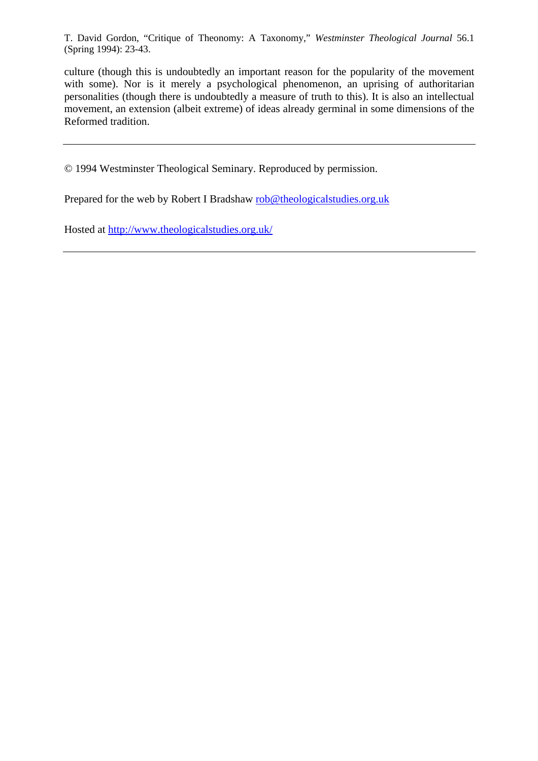culture (though this is undoubtedly an important reason for the popularity of the movement with some). Nor is it merely a psychological phenomenon, an uprising of authoritarian personalities (though there is undoubtedly a measure of truth to this). It is also an intellectual movement, an extension (albeit extreme) of ideas already germinal in some dimensions of the Reformed tradition.

---

© 1994 Westminster Theological Seminary. Reproduced by permission.

Prepared for the web by Robert I Bradshaw rob@theologicalstudies.org.uk

Hosted at http://www.theologicalstudies.org.uk/

---